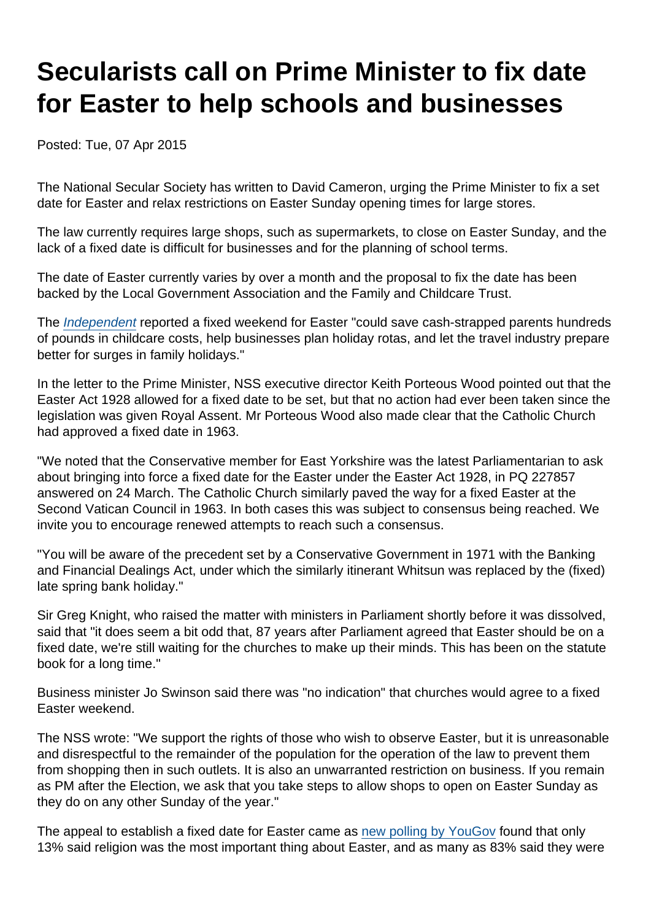# Secularists call on Prime Minister to fix date for Easter to help schools and businesses

Posted: Tue, 07 Apr 2015

The National Secular Society has written to David Cameron, urging the Prime Minister to fix a set date for Easter and relax restrictions on Easter Sunday opening times for large stores.

The law currently requires large shops, such as supermarkets, to close on Easter Sunday, and the lack of a fixed date is difficult for businesses and for the planning of school terms.

The date of Easter currently varies by over a month and the proposal to fix the date has been backed by the Local Government Association and the Family and Childcare Trust.

The *Independent* reported a fixed weekend for Easter "could save cash-strapped parents hundreds of pounds in childcare costs, help businesses plan holiday rotas, and let the travel industry prepare better for surges in family holidays."

In the letter to the Prime Minister, NSS executive director Keith Porteous Wood pointed out that the Easter Act 1928 allowed for a fixed date to be set, but that no action had ever been taken since the legislation was given Royal Assent. Mr Porteous Wood also made clear that the Catholic Church had approved a fixed date in 1963.

"We noted that the Conservative member for East Yorkshire was the latest Parliamentarian to ask about bringing into force a fixed date for the Easter under the Easter Act 1928, in PQ 227857 answered on 24 March. The Catholic Church similarly paved the way for a fixed Easter at the Second Vatican Council in 1963. In both cases this was subject to consensus being reached. We invite you to encourage renewed attempts to reach such a consensus.

"You will be aware of the precedent set by a Conservative Government in 1971 with the Banking and Financial Dealings Act, under which the similarly itinerant Whitsun was replaced by the (fixed) late spring bank holiday."

Sir Greg Knight, who raised the matter with ministers in Parliament shortly before it was dissolved, said that "it does seem a bit odd that, 87 years after Parliament agreed that Easter should be on a fixed date, we're still waiting for the churches to make up their minds. This has been on the statute book for a long time."

Business minister Jo Swinson said there was "no indication" that churches would agree to a fixed Easter weekend.

The NSS wrote: "We support the rights of those who wish to observe Easter, but it is unreasonable and disrespectful to the remainder of the population for the operation of the law to prevent them from shopping then in such outlets. It is also an unwarranted restriction on business. If you remain as PM after the Election, we ask that you take steps to allow shops to open on Easter Sunday as they do on any other Sunday of the year."

The appeal to establish a fixed date for Easter came as new polling by YouGov found that only 13% said religion was the most important thing about Easter, and as many as 83% said they were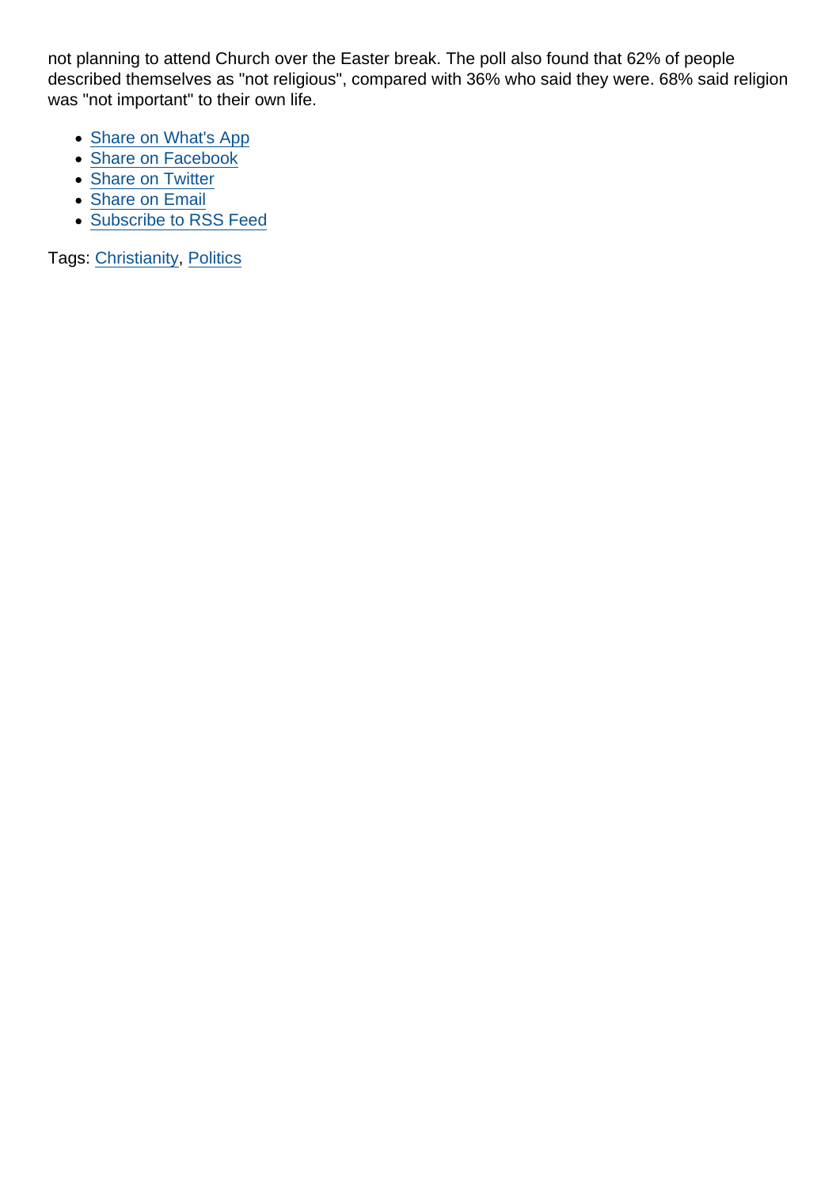not planning to attend Church over the Easter break. The poll also found that 62% of people described themselves as "not religious", compared with 36% who said they were. 68% said religion was "not important" to their own life.

- Share on What's App
- Share on Facebook
- Share on Twitter
- Share on Email
- Subscribe to RSS Feed

Tags: Christianity, Politics